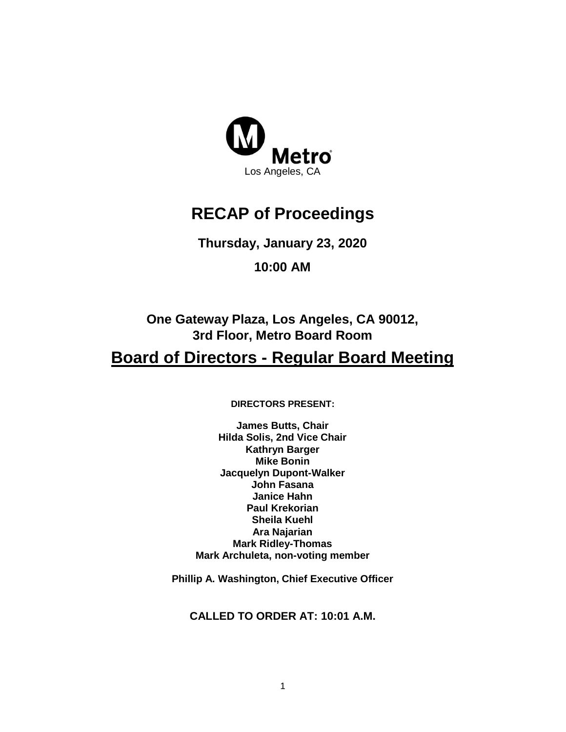Metro

Los Angeles, CA

# RECAP of Proceedings

**Thursday, January 23, 2020**

**10:00 AM**

**One Gateway Plaza, Los Angeles, CA 90012,**
**3rd Floor, Metro Board Room**

## Board of Directors - Regular Board Meeting

**DIRECTORS PRESENT:**

**James Butts, Chair**
**Hilda Solis, 2nd Vice Chair**
**Kathryn Barger**
**Mike Bonin**
**Jacquelyn Dupont-Walker**
**John Fasana**
**Janice Hahn**
**Paul Krekorian**
**Sheila Kuehl**
**Ara Najarian**
**Mark Ridley-Thomas**
**Mark Archuleta, non-voting member**

**Phillip A. Washington, Chief Executive Officer**

**CALLED TO ORDER AT: 10:01 A.M.**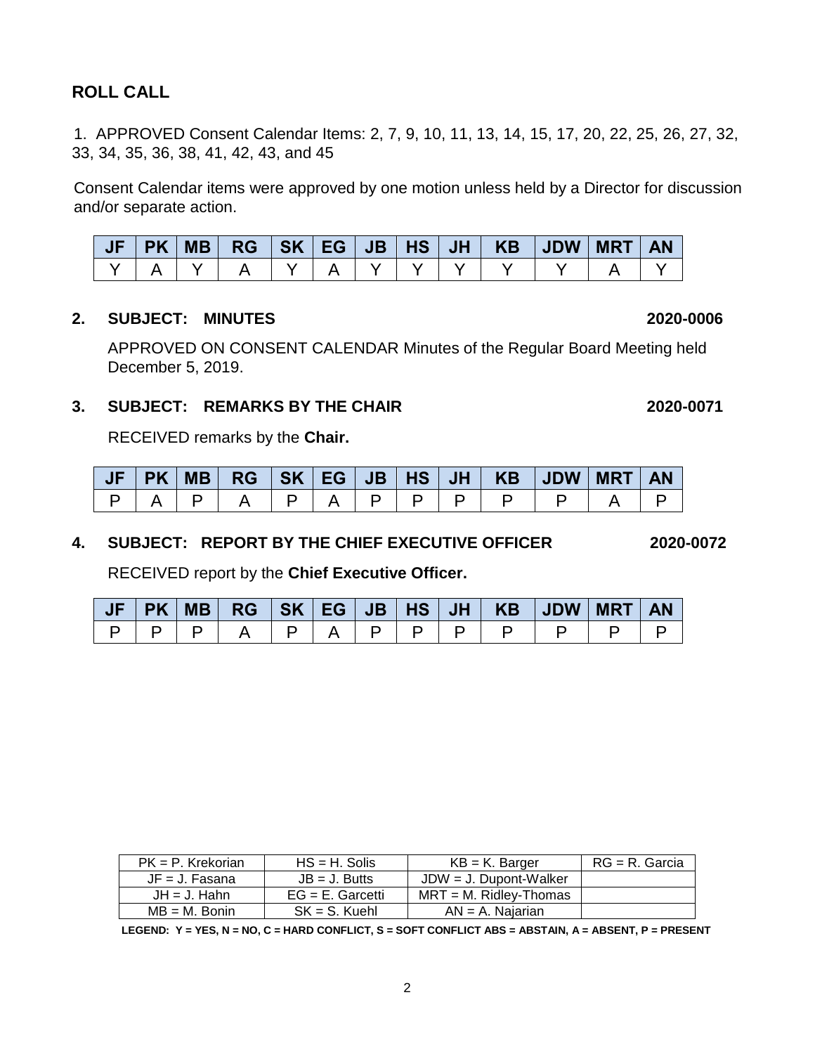## ROLL CALL

1. APPROVED Consent Calendar Items: 2, 7, 9, 10, 11, 13, 14, 15, 17, 20, 22, 25, 26, 27, 32, 33, 34, 35, 36, 38, 41, 42, 43, and 45

Consent Calendar items were approved by one motion unless held by a Director for discussion and/or separate action.

| JF | PK | MB | RG | SK | EG | JB | HS | JH | KB | JDW | MRT | AN |
|---|---|---|---|---|---|---|---|---|---|---|---|---|
| Y | A | Y | A | Y | A | Y | Y | Y | Y | Y | A | Y |

**2. SUBJECT: MINUTES** **2020-0006**

APPROVED ON CONSENT CALENDAR Minutes of the Regular Board Meeting held December 5, 2019.

**3. SUBJECT: REMARKS BY THE CHAIR** **2020-0071**

RECEIVED remarks by the **Chair.**

| JF | PK | MB | RG | SK | EG | JB | HS | JH | KB | JDW | MRT | AN |
|---|---|---|---|---|---|---|---|---|---|---|---|---|
| P | A | P | A | P | A | P | P | P | P | P | A | P |

**4. SUBJECT: REPORT BY THE CHIEF EXECUTIVE OFFICER** **2020-0072**

RECEIVED report by the **Chief Executive Officer.**

| JF | PK | MB | RG | SK | EG | JB | HS | JH | KB | JDW | MRT | AN |
|---|---|---|---|---|---|---|---|---|---|---|---|---|
| P | P | P | A | P | A | P | P | P | P | P | P | P |

| PK = P. Krekorian | HS = H. Solis | KB = K. Barger | RG = R. Garcia |
|---|---|---|---|
| JF = J. Fasana | JB = J. Butts | JDW = J. Dupont-Walker | |
| JH = J. Hahn | EG = E. Garcetti | MRT = M. Ridley-Thomas | |
| MB = M. Bonin | SK = S. Kuehl | AN = A. Najarian | |

**LEGEND: Y = YES, N = NO, C = HARD CONFLICT, S = SOFT CONFLICT ABS = ABSTAIN, A = ABSENT, P = PRESENT**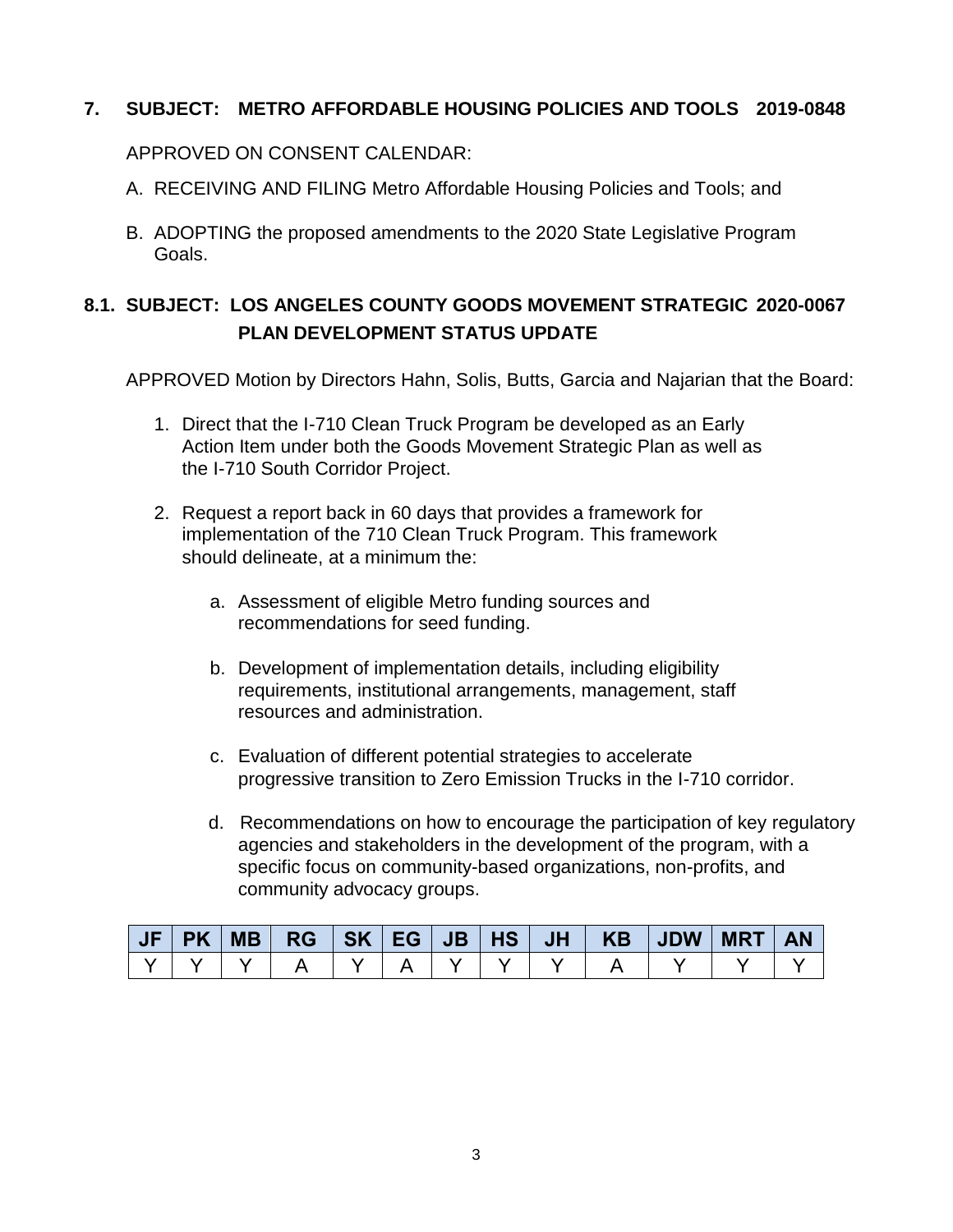**7. SUBJECT: METRO AFFORDABLE HOUSING POLICIES AND TOOLS 2019-0848**

APPROVED ON CONSENT CALENDAR:

A. RECEIVING AND FILING Metro Affordable Housing Policies and Tools; and

B. ADOPTING the proposed amendments to the 2020 State Legislative Program Goals.

**8.1. SUBJECT: LOS ANGELES COUNTY GOODS MOVEMENT STRATEGIC PLAN DEVELOPMENT STATUS UPDATE 2020-0067**

APPROVED Motion by Directors Hahn, Solis, Butts, Garcia and Najarian that the Board:

1. Direct that the I-710 Clean Truck Program be developed as an Early Action Item under both the Goods Movement Strategic Plan as well as the I-710 South Corridor Project.

2. Request a report back in 60 days that provides a framework for implementation of the 710 Clean Truck Program. This framework should delineate, at a minimum the:

   a. Assessment of eligible Metro funding sources and recommendations for seed funding.

   b. Development of implementation details, including eligibility requirements, institutional arrangements, management, staff resources and administration.

   c. Evaluation of different potential strategies to accelerate progressive transition to Zero Emission Trucks in the I-710 corridor.

   d. Recommendations on how to encourage the participation of key regulatory agencies and stakeholders in the development of the program, with a specific focus on community-based organizations, non-profits, and community advocacy groups.

| JF | PK | MB | RG | SK | EG | JB | HS | JH | KB | JDW | MRT | AN |
|---|---|---|---|---|---|---|---|---|---|---|---|---|
| Y | Y | Y | A | Y | A | Y | Y | Y | A | Y | Y | Y |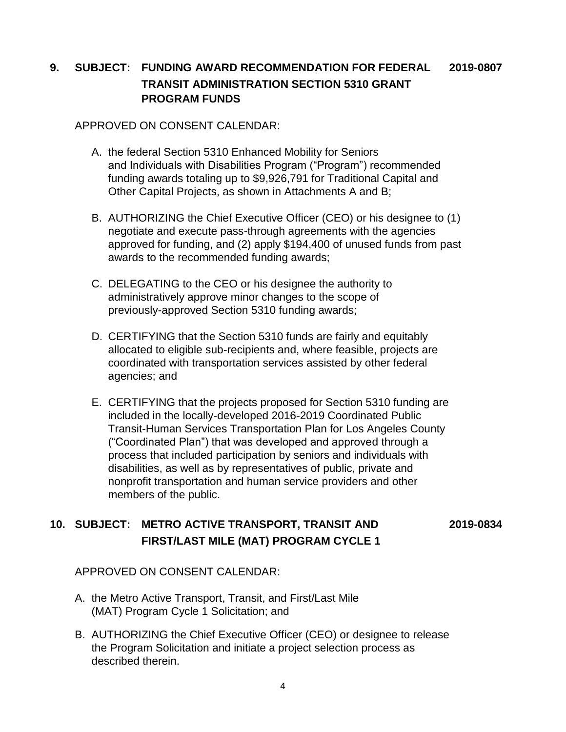**9. SUBJECT: FUNDING AWARD RECOMMENDATION FOR FEDERAL TRANSIT ADMINISTRATION SECTION 5310 GRANT PROGRAM FUNDS** **2019-0807**

APPROVED ON CONSENT CALENDAR:

A. the federal Section 5310 Enhanced Mobility for Seniors and Individuals with Disabilities Program ("Program") recommended funding awards totaling up to $9,926,791 for Traditional Capital and Other Capital Projects, as shown in Attachments A and B;

B. AUTHORIZING the Chief Executive Officer (CEO) or his designee to (1) negotiate and execute pass-through agreements with the agencies approved for funding, and (2) apply $194,400 of unused funds from past awards to the recommended funding awards;

C. DELEGATING to the CEO or his designee the authority to administratively approve minor changes to the scope of previously-approved Section 5310 funding awards;

D. CERTIFYING that the Section 5310 funds are fairly and equitably allocated to eligible sub-recipients and, where feasible, projects are coordinated with transportation services assisted by other federal agencies; and

E. CERTIFYING that the projects proposed for Section 5310 funding are included in the locally-developed 2016-2019 Coordinated Public Transit-Human Services Transportation Plan for Los Angeles County ("Coordinated Plan") that was developed and approved through a process that included participation by seniors and individuals with disabilities, as well as by representatives of public, private and nonprofit transportation and human service providers and other members of the public.

**10. SUBJECT: METRO ACTIVE TRANSPORT, TRANSIT AND FIRST/LAST MILE (MAT) PROGRAM CYCLE 1** **2019-0834**

APPROVED ON CONSENT CALENDAR:

A. the Metro Active Transport, Transit, and First/Last Mile (MAT) Program Cycle 1 Solicitation; and

B. AUTHORIZING the Chief Executive Officer (CEO) or designee to release the Program Solicitation and initiate a project selection process as described therein.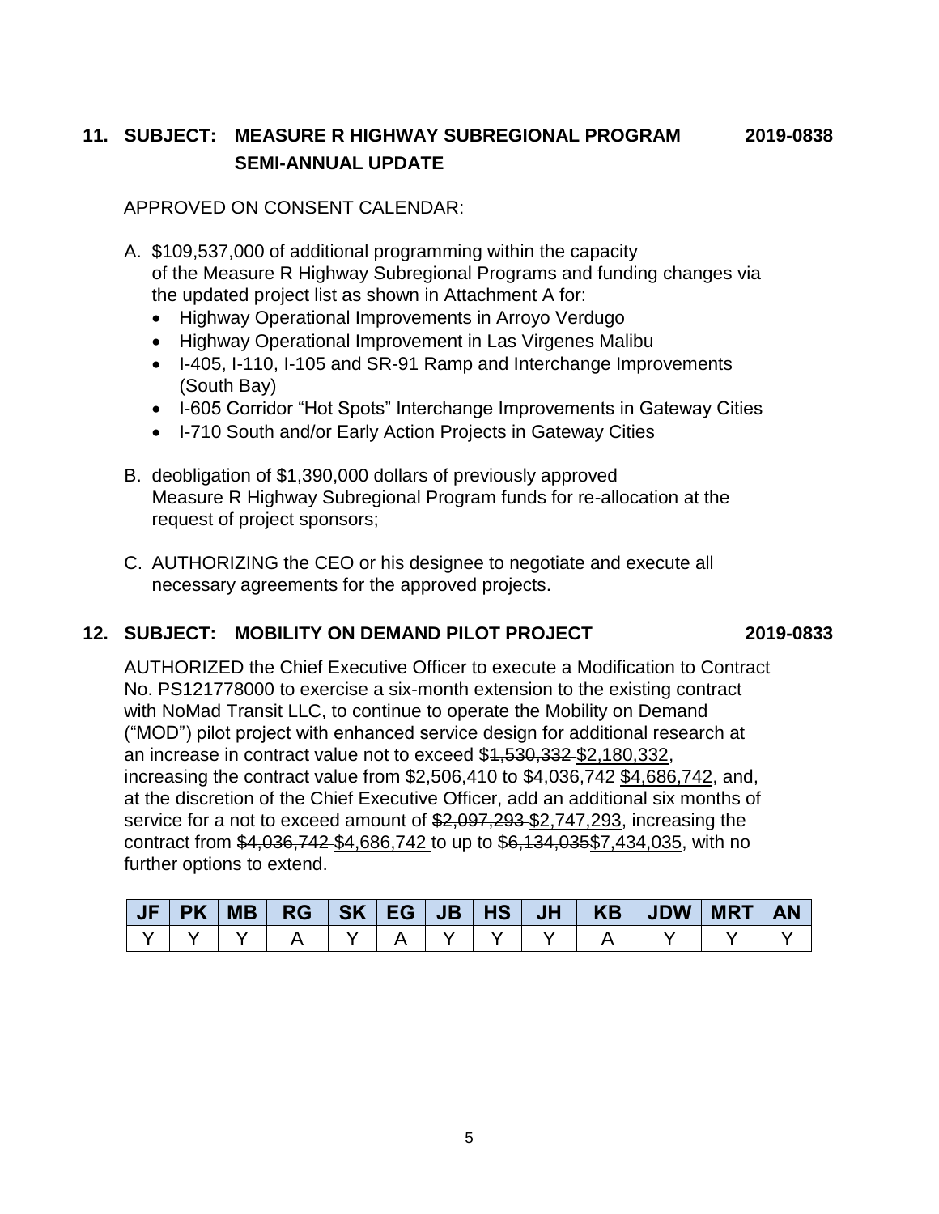**11. SUBJECT: MEASURE R HIGHWAY SUBREGIONAL PROGRAM SEMI-ANNUAL UPDATE 2019-0838**

APPROVED ON CONSENT CALENDAR:

A. $109,537,000 of additional programming within the capacity of the Measure R Highway Subregional Programs and funding changes via the updated project list as shown in Attachment A for:
   - Highway Operational Improvements in Arroyo Verdugo
   - Highway Operational Improvement in Las Virgenes Malibu
   - I-405, I-110, I-105 and SR-91 Ramp and Interchange Improvements (South Bay)
   - I-605 Corridor "Hot Spots" Interchange Improvements in Gateway Cities
   - I-710 South and/or Early Action Projects in Gateway Cities

B. deobligation of $1,390,000 dollars of previously approved Measure R Highway Subregional Program funds for re-allocation at the request of project sponsors;

C. AUTHORIZING the CEO or his designee to negotiate and execute all necessary agreements for the approved projects.

**12. SUBJECT: MOBILITY ON DEMAND PILOT PROJECT 2019-0833**

AUTHORIZED the Chief Executive Officer to execute a Modification to Contract No. PS121778000 to exercise a six-month extension to the existing contract with NoMad Transit LLC, to continue to operate the Mobility on Demand ("MOD") pilot project with enhanced service design for additional research at an increase in contract value not to exceed $~~1,530,332~~ <u>$2,180,332</u>, increasing the contract value from $2,506,410 to ~~$4,036,742~~ <u>$4,686,742</u>, and, at the discretion of the Chief Executive Officer, add an additional six months of service for a not to exceed amount of ~~$2,097,293~~ <u>$2,747,293</u>, increasing the contract from ~~$4,036,742~~ <u>$4,686,742</u> to up to $~~6,134,035~~<u>$7,434,035</u>, with no further options to extend.

| JF | PK | MB | RG | SK | EG | JB | HS | JH | KB | JDW | MRT | AN |
|---|---|---|---|---|---|---|---|---|---|---|---|---|
| Y | Y | Y | A | Y | A | Y | Y | Y | A | Y | Y | Y |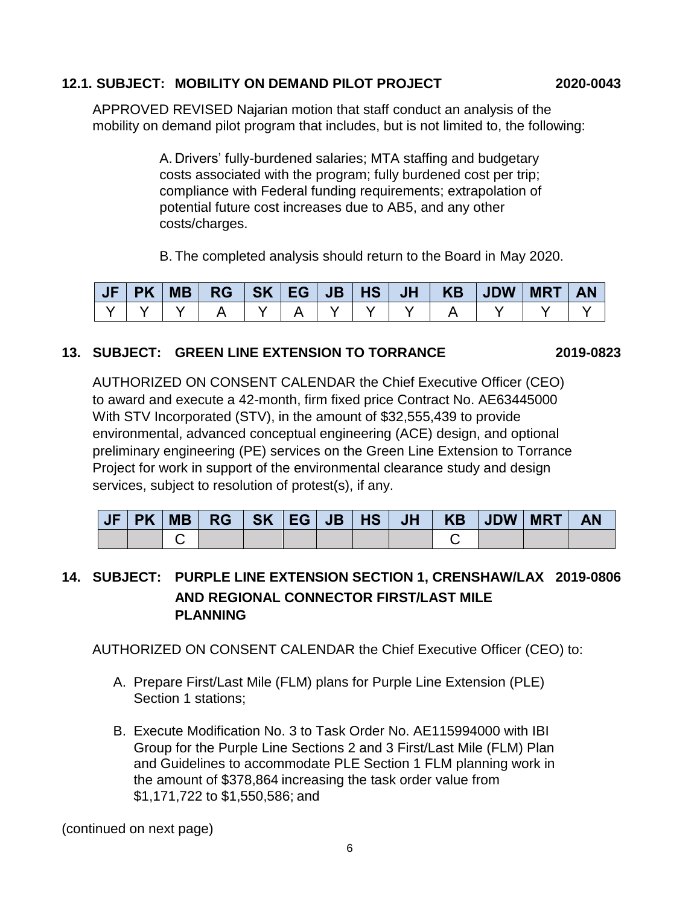**12.1. SUBJECT: MOBILITY ON DEMAND PILOT PROJECT 2020-0043**

APPROVED REVISED Najarian motion that staff conduct an analysis of the mobility on demand pilot program that includes, but is not limited to, the following:

A. Drivers' fully-burdened salaries; MTA staffing and budgetary costs associated with the program; fully burdened cost per trip; compliance with Federal funding requirements; extrapolation of potential future cost increases due to AB5, and any other costs/charges.

B. The completed analysis should return to the Board in May 2020.

| JF | PK | MB | RG | SK | EG | JB | HS | JH | KB | JDW | MRT | AN |
|---|---|---|---|---|---|---|---|---|---|---|---|---|
| Y | Y | Y | A | Y | A | Y | Y | Y | A | Y | Y | Y |

**13. SUBJECT: GREEN LINE EXTENSION TO TORRANCE 2019-0823**

AUTHORIZED ON CONSENT CALENDAR the Chief Executive Officer (CEO) to award and execute a 42-month, firm fixed price Contract No. AE63445000 With STV Incorporated (STV), in the amount of $32,555,439 to provide environmental, advanced conceptual engineering (ACE) design, and optional preliminary engineering (PE) services on the Green Line Extension to Torrance Project for work in support of the environmental clearance study and design services, subject to resolution of protest(s), if any.

| JF | PK | MB | RG | SK | EG | JB | HS | JH | KB | JDW | MRT | AN |
|---|---|---|---|---|---|---|---|---|---|---|---|---|
| | | C | | | | | | | C | | | |

**14. SUBJECT: PURPLE LINE EXTENSION SECTION 1, CRENSHAW/LAX AND REGIONAL CONNECTOR FIRST/LAST MILE PLANNING 2019-0806**

AUTHORIZED ON CONSENT CALENDAR the Chief Executive Officer (CEO) to:

A. Prepare First/Last Mile (FLM) plans for Purple Line Extension (PLE) Section 1 stations;

B. Execute Modification No. 3 to Task Order No. AE115994000 with IBI Group for the Purple Line Sections 2 and 3 First/Last Mile (FLM) Plan and Guidelines to accommodate PLE Section 1 FLM planning work in the amount of $378,864 increasing the task order value from $1,171,722 to $1,550,586; and

(continued on next page)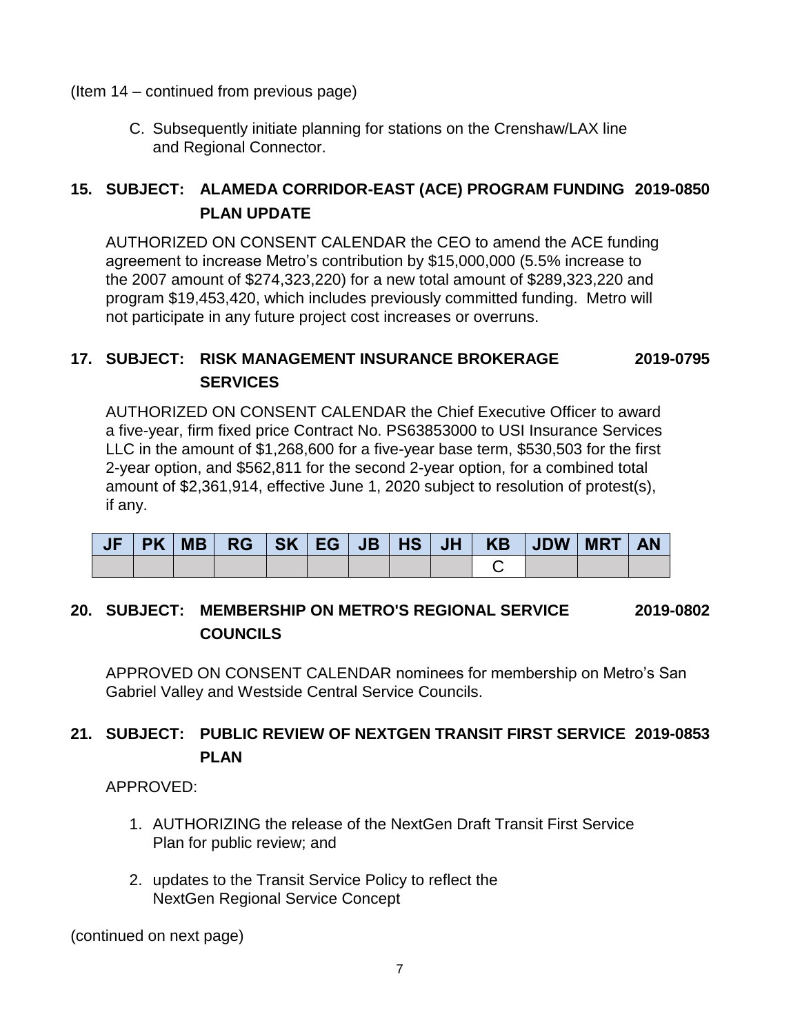(Item 14 – continued from previous page)

C. Subsequently initiate planning for stations on the Crenshaw/LAX line and Regional Connector.

**15. SUBJECT: ALAMEDA CORRIDOR-EAST (ACE) PROGRAM FUNDING PLAN UPDATE** **2019-0850**

AUTHORIZED ON CONSENT CALENDAR the CEO to amend the ACE funding agreement to increase Metro's contribution by $15,000,000 (5.5% increase to the 2007 amount of $274,323,220) for a new total amount of $289,323,220 and program $19,453,420, which includes previously committed funding. Metro will not participate in any future project cost increases or overruns.

**17. SUBJECT: RISK MANAGEMENT INSURANCE BROKERAGE SERVICES** **2019-0795**

AUTHORIZED ON CONSENT CALENDAR the Chief Executive Officer to award a five-year, firm fixed price Contract No. PS63853000 to USI Insurance Services LLC in the amount of $1,268,600 for a five-year base term, $530,503 for the first 2-year option, and $562,811 for the second 2-year option, for a combined total amount of $2,361,914, effective June 1, 2020 subject to resolution of protest(s), if any.

| JF | PK | MB | RG | SK | EG | JB | HS | JH | KB | JDW | MRT | AN |
|---|---|---|---|---|---|---|---|---|---|---|---|---|
| | | | | | | | | | C | | | |

**20. SUBJECT: MEMBERSHIP ON METRO'S REGIONAL SERVICE COUNCILS** **2019-0802**

APPROVED ON CONSENT CALENDAR nominees for membership on Metro's San Gabriel Valley and Westside Central Service Councils.

**21. SUBJECT: PUBLIC REVIEW OF NEXTGEN TRANSIT FIRST SERVICE PLAN** **2019-0853**

APPROVED:

1. AUTHORIZING the release of the NextGen Draft Transit First Service Plan for public review; and
2. updates to the Transit Service Policy to reflect the NextGen Regional Service Concept

(continued on next page)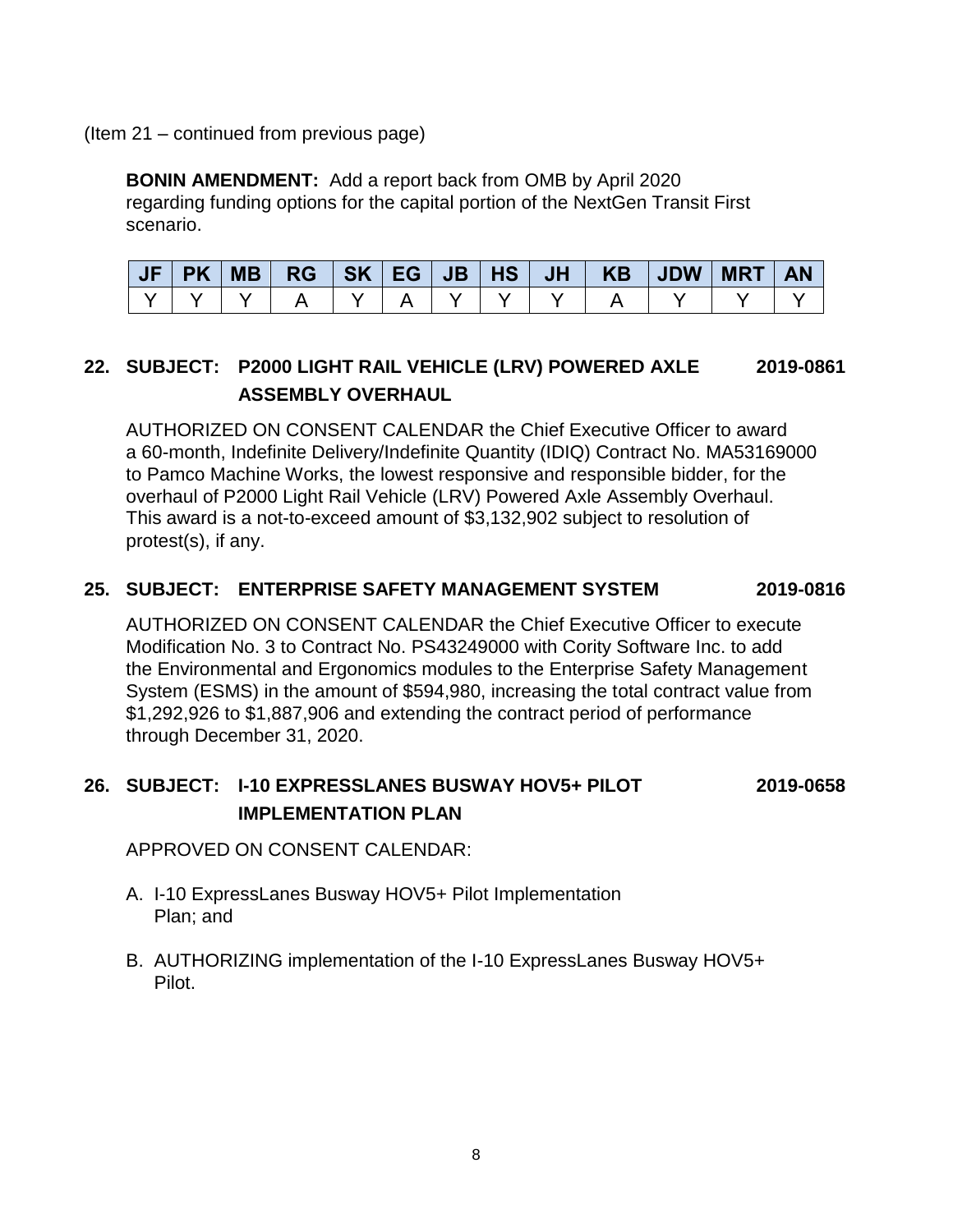(Item 21 – continued from previous page)

**BONIN AMENDMENT:** Add a report back from OMB by April 2020 regarding funding options for the capital portion of the NextGen Transit First scenario.

| JF | PK | MB | RG | SK | EG | JB | HS | JH | KB | JDW | MRT | AN |
|---|---|---|---|---|---|---|---|---|---|---|---|---|
| Y | Y | Y | A | Y | A | Y | Y | Y | A | Y | Y | Y |

## 22. SUBJECT: P2000 LIGHT RAIL VEHICLE (LRV) POWERED AXLE ASSEMBLY OVERHAUL — 2019-0861

AUTHORIZED ON CONSENT CALENDAR the Chief Executive Officer to award a 60-month, Indefinite Delivery/Indefinite Quantity (IDIQ) Contract No. MA53169000 to Pamco Machine Works, the lowest responsive and responsible bidder, for the overhaul of P2000 Light Rail Vehicle (LRV) Powered Axle Assembly Overhaul. This award is a not-to-exceed amount of $3,132,902 subject to resolution of protest(s), if any.

## 25. SUBJECT: ENTERPRISE SAFETY MANAGEMENT SYSTEM — 2019-0816

AUTHORIZED ON CONSENT CALENDAR the Chief Executive Officer to execute Modification No. 3 to Contract No. PS43249000 with Cority Software Inc. to add the Environmental and Ergonomics modules to the Enterprise Safety Management System (ESMS) in the amount of $594,980, increasing the total contract value from $1,292,926 to $1,887,906 and extending the contract period of performance through December 31, 2020.

## 26. SUBJECT: I-10 EXPRESSLANES BUSWAY HOV5+ PILOT IMPLEMENTATION PLAN — 2019-0658

APPROVED ON CONSENT CALENDAR:

A. I-10 ExpressLanes Busway HOV5+ Pilot Implementation Plan; and

B. AUTHORIZING implementation of the I-10 ExpressLanes Busway HOV5+ Pilot.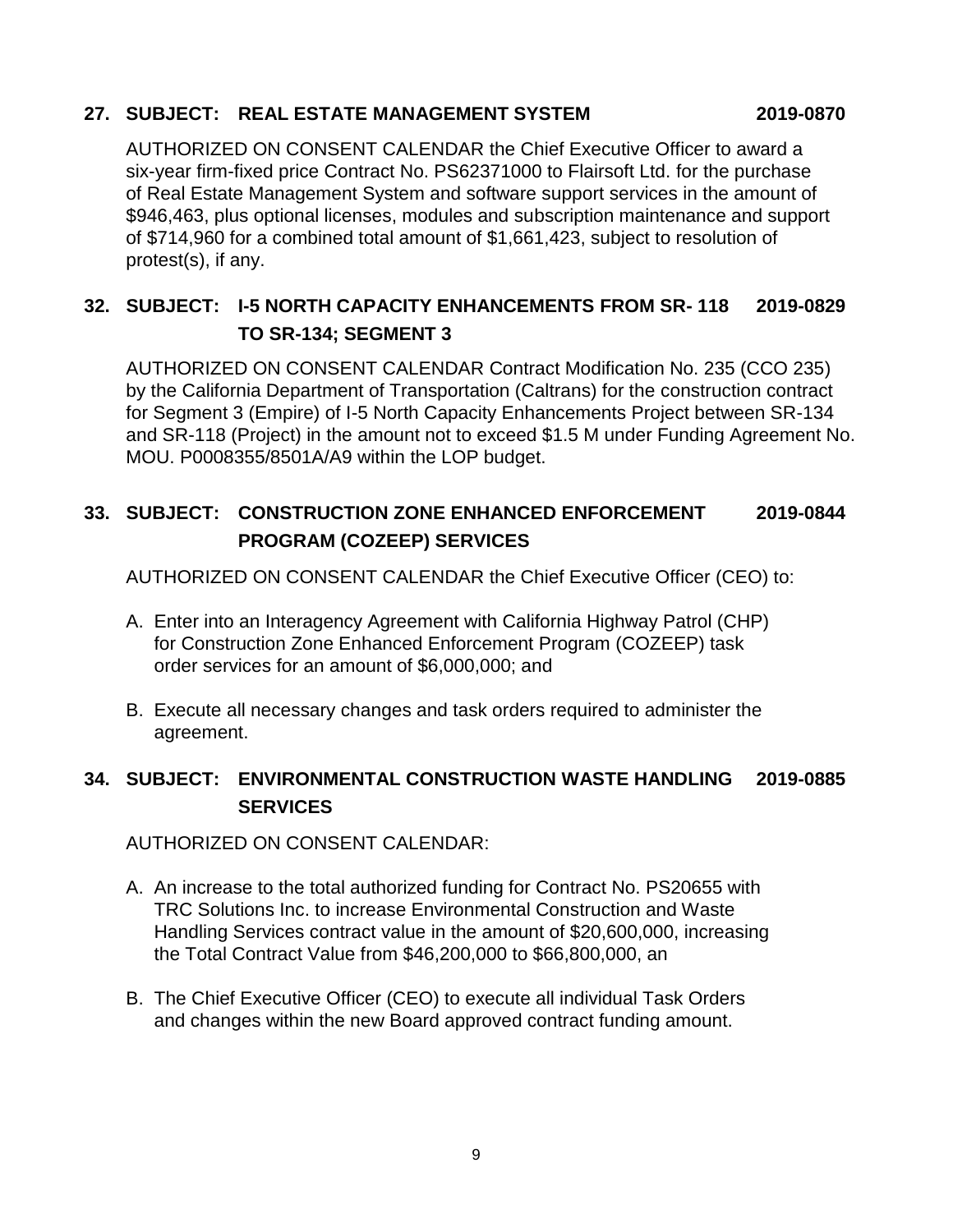**27. SUBJECT: REAL ESTATE MANAGEMENT SYSTEM 2019-0870**

AUTHORIZED ON CONSENT CALENDAR the Chief Executive Officer to award a six-year firm-fixed price Contract No. PS62371000 to Flairsoft Ltd. for the purchase of Real Estate Management System and software support services in the amount of $946,463, plus optional licenses, modules and subscription maintenance and support of $714,960 for a combined total amount of $1,661,423, subject to resolution of protest(s), if any.

**32. SUBJECT: I-5 NORTH CAPACITY ENHANCEMENTS FROM SR- 118 TO SR-134; SEGMENT 3 2019-0829**

AUTHORIZED ON CONSENT CALENDAR Contract Modification No. 235 (CCO 235) by the California Department of Transportation (Caltrans) for the construction contract for Segment 3 (Empire) of I-5 North Capacity Enhancements Project between SR-134 and SR-118 (Project) in the amount not to exceed $1.5 M under Funding Agreement No. MOU. P0008355/8501A/A9 within the LOP budget.

**33. SUBJECT: CONSTRUCTION ZONE ENHANCED ENFORCEMENT PROGRAM (COZEEP) SERVICES 2019-0844**

AUTHORIZED ON CONSENT CALENDAR the Chief Executive Officer (CEO) to:

A. Enter into an Interagency Agreement with California Highway Patrol (CHP) for Construction Zone Enhanced Enforcement Program (COZEEP) task order services for an amount of $6,000,000; and

B. Execute all necessary changes and task orders required to administer the agreement.

**34. SUBJECT: ENVIRONMENTAL CONSTRUCTION WASTE HANDLING SERVICES 2019-0885**

AUTHORIZED ON CONSENT CALENDAR:

A. An increase to the total authorized funding for Contract No. PS20655 with TRC Solutions Inc. to increase Environmental Construction and Waste Handling Services contract value in the amount of $20,600,000, increasing the Total Contract Value from $46,200,000 to $66,800,000, an

B. The Chief Executive Officer (CEO) to execute all individual Task Orders and changes within the new Board approved contract funding amount.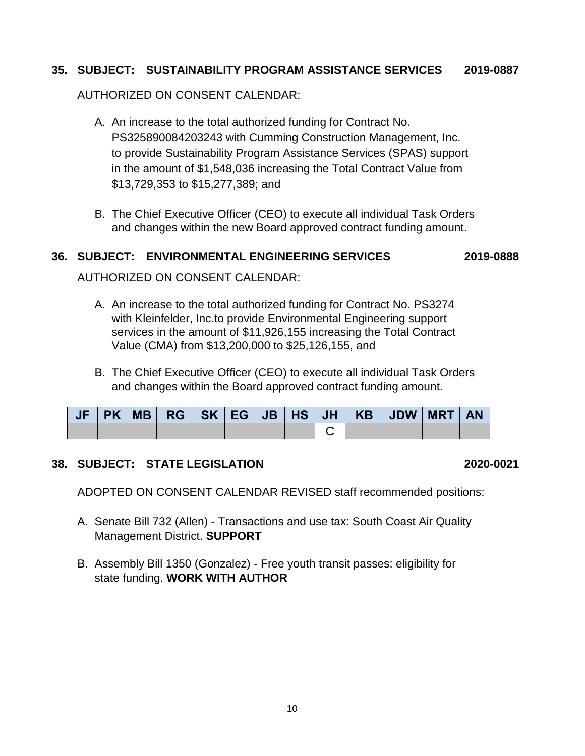**35. SUBJECT: SUSTAINABILITY PROGRAM ASSISTANCE SERVICES 2019-0887**

AUTHORIZED ON CONSENT CALENDAR:

A. An increase to the total authorized funding for Contract No. PS325890084203243 with Cumming Construction Management, Inc. to provide Sustainability Program Assistance Services (SPAS) support in the amount of $1,548,036 increasing the Total Contract Value from $13,729,353 to $15,277,389; and

B. The Chief Executive Officer (CEO) to execute all individual Task Orders and changes within the new Board approved contract funding amount.

**36. SUBJECT: ENVIRONMENTAL ENGINEERING SERVICES 2019-0888**

AUTHORIZED ON CONSENT CALENDAR:

A. An increase to the total authorized funding for Contract No. PS3274 with Kleinfelder, Inc.to provide Environmental Engineering support services in the amount of $11,926,155 increasing the Total Contract Value (CMA) from $13,200,000 to $25,126,155, and

B. The Chief Executive Officer (CEO) to execute all individual Task Orders and changes within the Board approved contract funding amount.

| JF | PK | MB | RG | SK | EG | JB | HS | JH | KB | JDW | MRT | AN |
|---|---|---|---|---|---|---|---|---|---|---|---|---|
| | | | | | | | | C | | | | |

**38. SUBJECT: STATE LEGISLATION 2020-0021**

ADOPTED ON CONSENT CALENDAR REVISED staff recommended positions:

A. ~~Senate Bill 732 (Allen) - Transactions and use tax: South Coast Air Quality Management District. **SUPPORT**~~

B. Assembly Bill 1350 (Gonzalez) - Free youth transit passes: eligibility for state funding. **WORK WITH AUTHOR**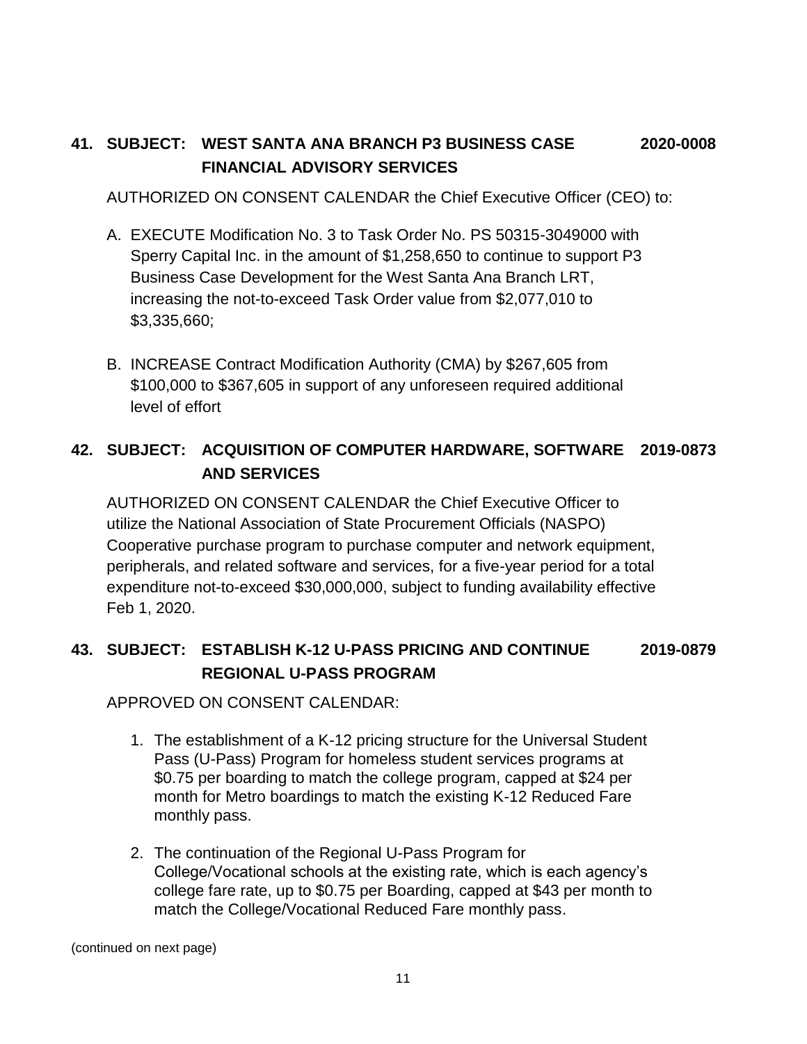**41. SUBJECT: WEST SANTA ANA BRANCH P3 BUSINESS CASE FINANCIAL ADVISORY SERVICES** **2020-0008**

AUTHORIZED ON CONSENT CALENDAR the Chief Executive Officer (CEO) to:

A. EXECUTE Modification No. 3 to Task Order No. PS 50315-3049000 with Sperry Capital Inc. in the amount of $1,258,650 to continue to support P3 Business Case Development for the West Santa Ana Branch LRT, increasing the not-to-exceed Task Order value from $2,077,010 to $3,335,660;

B. INCREASE Contract Modification Authority (CMA) by $267,605 from $100,000 to $367,605 in support of any unforeseen required additional level of effort

**42. SUBJECT: ACQUISITION OF COMPUTER HARDWARE, SOFTWARE AND SERVICES** **2019-0873**

AUTHORIZED ON CONSENT CALENDAR the Chief Executive Officer to utilize the National Association of State Procurement Officials (NASPO) Cooperative purchase program to purchase computer and network equipment, peripherals, and related software and services, for a five-year period for a total expenditure not-to-exceed $30,000,000, subject to funding availability effective Feb 1, 2020.

**43. SUBJECT: ESTABLISH K-12 U-PASS PRICING AND CONTINUE REGIONAL U-PASS PROGRAM** **2019-0879**

APPROVED ON CONSENT CALENDAR:

1. The establishment of a K-12 pricing structure for the Universal Student Pass (U-Pass) Program for homeless student services programs at $0.75 per boarding to match the college program, capped at $24 per month for Metro boardings to match the existing K-12 Reduced Fare monthly pass.

2. The continuation of the Regional U-Pass Program for College/Vocational schools at the existing rate, which is each agency's college fare rate, up to $0.75 per Boarding, capped at $43 per month to match the College/Vocational Reduced Fare monthly pass.

(continued on next page)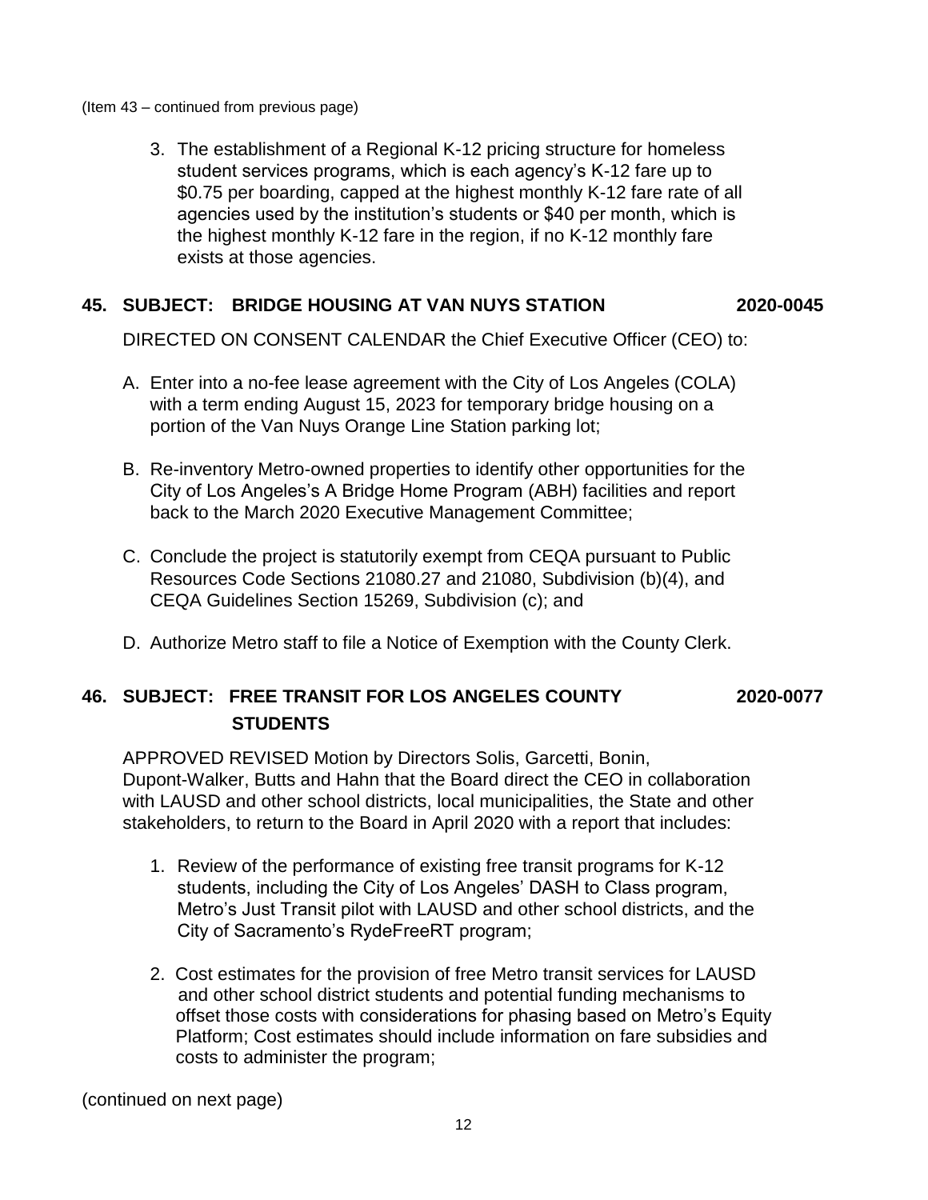(Item 43 – continued from previous page)

3. The establishment of a Regional K-12 pricing structure for homeless student services programs, which is each agency's K-12 fare up to $0.75 per boarding, capped at the highest monthly K-12 fare rate of all agencies used by the institution's students or $40 per month, which is the highest monthly K-12 fare in the region, if no K-12 monthly fare exists at those agencies.

## 45. SUBJECT: BRIDGE HOUSING AT VAN NUYS STATION 2020-0045

DIRECTED ON CONSENT CALENDAR the Chief Executive Officer (CEO) to:

A. Enter into a no-fee lease agreement with the City of Los Angeles (COLA) with a term ending August 15, 2023 for temporary bridge housing on a portion of the Van Nuys Orange Line Station parking lot;

B. Re-inventory Metro-owned properties to identify other opportunities for the City of Los Angeles's A Bridge Home Program (ABH) facilities and report back to the March 2020 Executive Management Committee;

C. Conclude the project is statutorily exempt from CEQA pursuant to Public Resources Code Sections 21080.27 and 21080, Subdivision (b)(4), and CEQA Guidelines Section 15269, Subdivision (c); and

D. Authorize Metro staff to file a Notice of Exemption with the County Clerk.

## 46. SUBJECT: FREE TRANSIT FOR LOS ANGELES COUNTY STUDENTS 2020-0077

APPROVED REVISED Motion by Directors Solis, Garcetti, Bonin, Dupont-Walker, Butts and Hahn that the Board direct the CEO in collaboration with LAUSD and other school districts, local municipalities, the State and other stakeholders, to return to the Board in April 2020 with a report that includes:

1. Review of the performance of existing free transit programs for K-12 students, including the City of Los Angeles' DASH to Class program, Metro's Just Transit pilot with LAUSD and other school districts, and the City of Sacramento's RydeFreeRT program;

2. Cost estimates for the provision of free Metro transit services for LAUSD and other school district students and potential funding mechanisms to offset those costs with considerations for phasing based on Metro's Equity Platform; Cost estimates should include information on fare subsidies and costs to administer the program;

(continued on next page)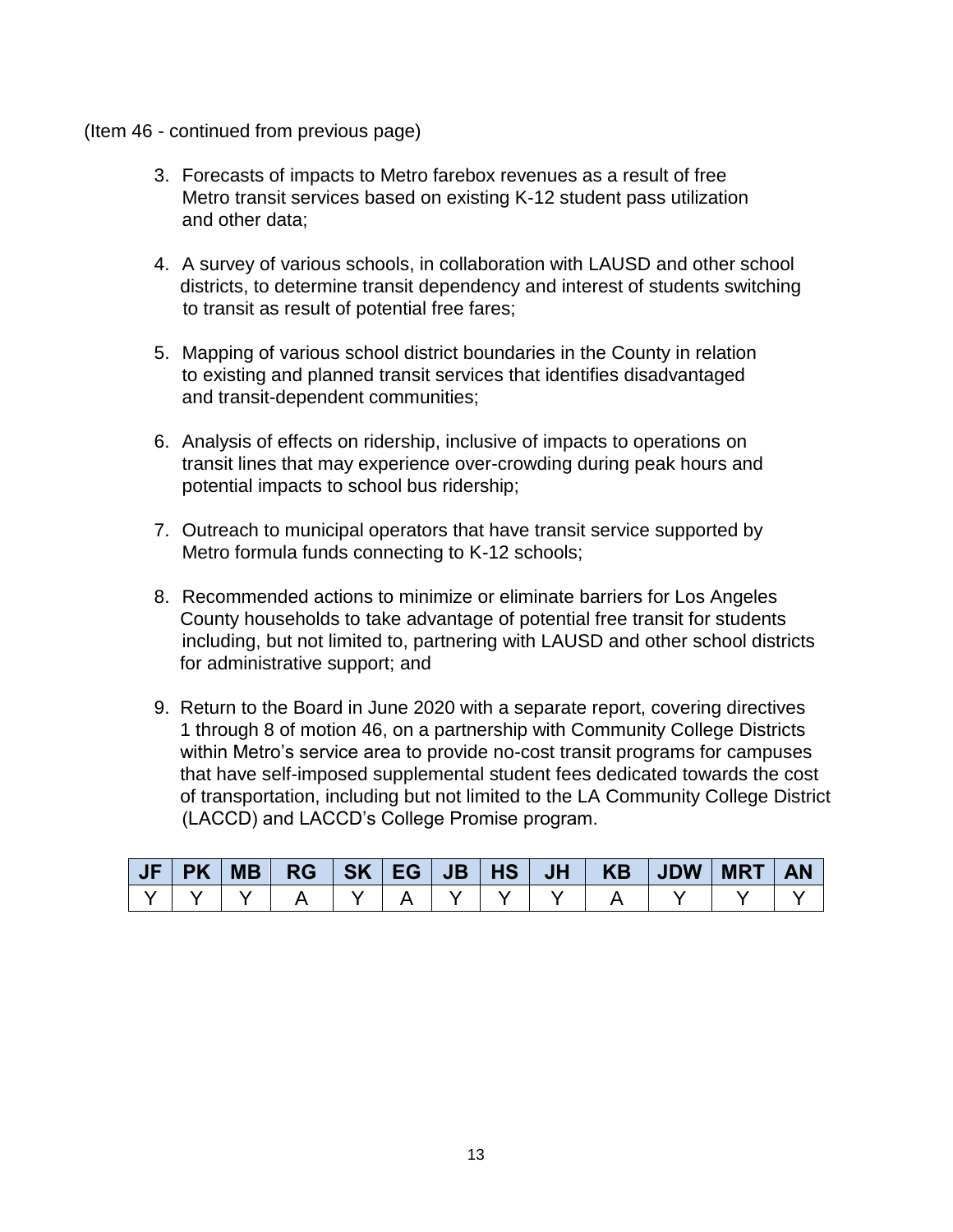(Item 46 - continued from previous page)

3. Forecasts of impacts to Metro farebox revenues as a result of free Metro transit services based on existing K-12 student pass utilization and other data;

4. A survey of various schools, in collaboration with LAUSD and other school districts, to determine transit dependency and interest of students switching to transit as result of potential free fares;

5. Mapping of various school district boundaries in the County in relation to existing and planned transit services that identifies disadvantaged and transit-dependent communities;

6. Analysis of effects on ridership, inclusive of impacts to operations on transit lines that may experience over-crowding during peak hours and potential impacts to school bus ridership;

7. Outreach to municipal operators that have transit service supported by Metro formula funds connecting to K-12 schools;

8. Recommended actions to minimize or eliminate barriers for Los Angeles County households to take advantage of potential free transit for students including, but not limited to, partnering with LAUSD and other school districts for administrative support; and

9. Return to the Board in June 2020 with a separate report, covering directives 1 through 8 of motion 46, on a partnership with Community College Districts within Metro's service area to provide no-cost transit programs for campuses that have self-imposed supplemental student fees dedicated towards the cost of transportation, including but not limited to the LA Community College District (LACCD) and LACCD's College Promise program.

| JF | PK | MB | RG | SK | EG | JB | HS | JH | KB | JDW | MRT | AN |
|---|---|---|---|---|---|---|---|---|---|---|---|---|
| Y | Y | Y | A | Y | A | Y | Y | Y | A | Y | Y | Y |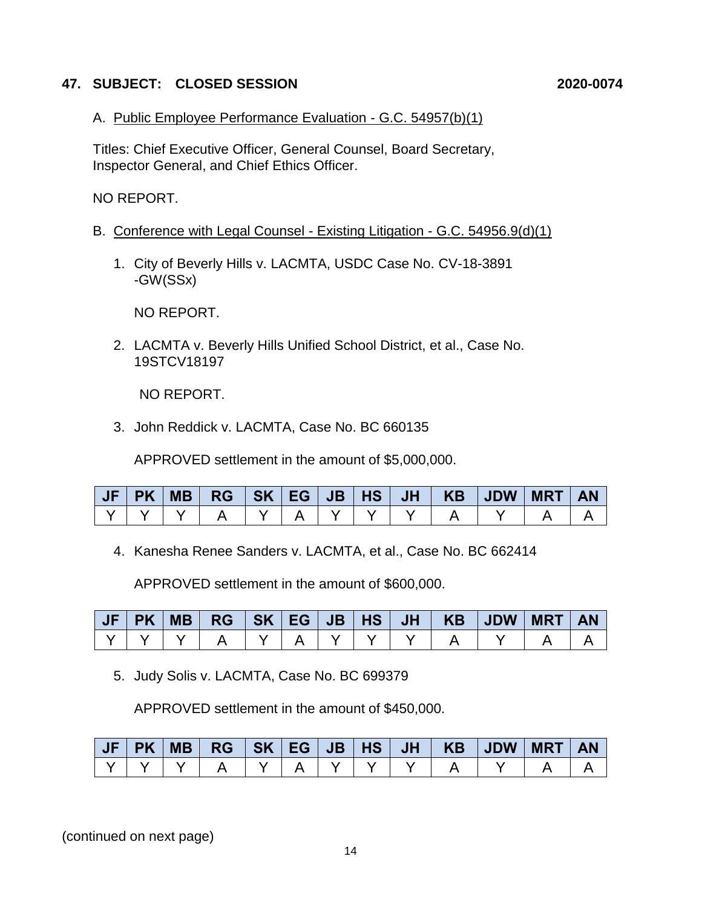### 47. SUBJECT: CLOSED SESSION 2020-0074

A. Public Employee Performance Evaluation - G.C. 54957(b)(1)

Titles: Chief Executive Officer, General Counsel, Board Secretary, Inspector General, and Chief Ethics Officer.

NO REPORT.

B. Conference with Legal Counsel - Existing Litigation - G.C. 54956.9(d)(1)

1. City of Beverly Hills v. LACMTA, USDC Case No. CV-18-3891 -GW(SSx)

   NO REPORT.

2. LACMTA v. Beverly Hills Unified School District, et al., Case No. 19STCV18197

   NO REPORT.

3. John Reddick v. LACMTA, Case No. BC 660135

   APPROVED settlement in the amount of $5,000,000.

| JF | PK | MB | RG | SK | EG | JB | HS | JH | KB | JDW | MRT | AN |
|---|---|---|---|---|---|---|---|---|---|---|---|---|
| Y | Y | Y | A | Y | A | Y | Y | Y | A | Y | A | A |

4. Kanesha Renee Sanders v. LACMTA, et al., Case No. BC 662414

   APPROVED settlement in the amount of $600,000.

| JF | PK | MB | RG | SK | EG | JB | HS | JH | KB | JDW | MRT | AN |
|---|---|---|---|---|---|---|---|---|---|---|---|---|
| Y | Y | Y | A | Y | A | Y | Y | Y | A | Y | A | A |

5. Judy Solis v. LACMTA, Case No. BC 699379

   APPROVED settlement in the amount of $450,000.

| JF | PK | MB | RG | SK | EG | JB | HS | JH | KB | JDW | MRT | AN |
|---|---|---|---|---|---|---|---|---|---|---|---|---|
| Y | Y | Y | A | Y | A | Y | Y | Y | A | Y | A | A |

(continued on next page)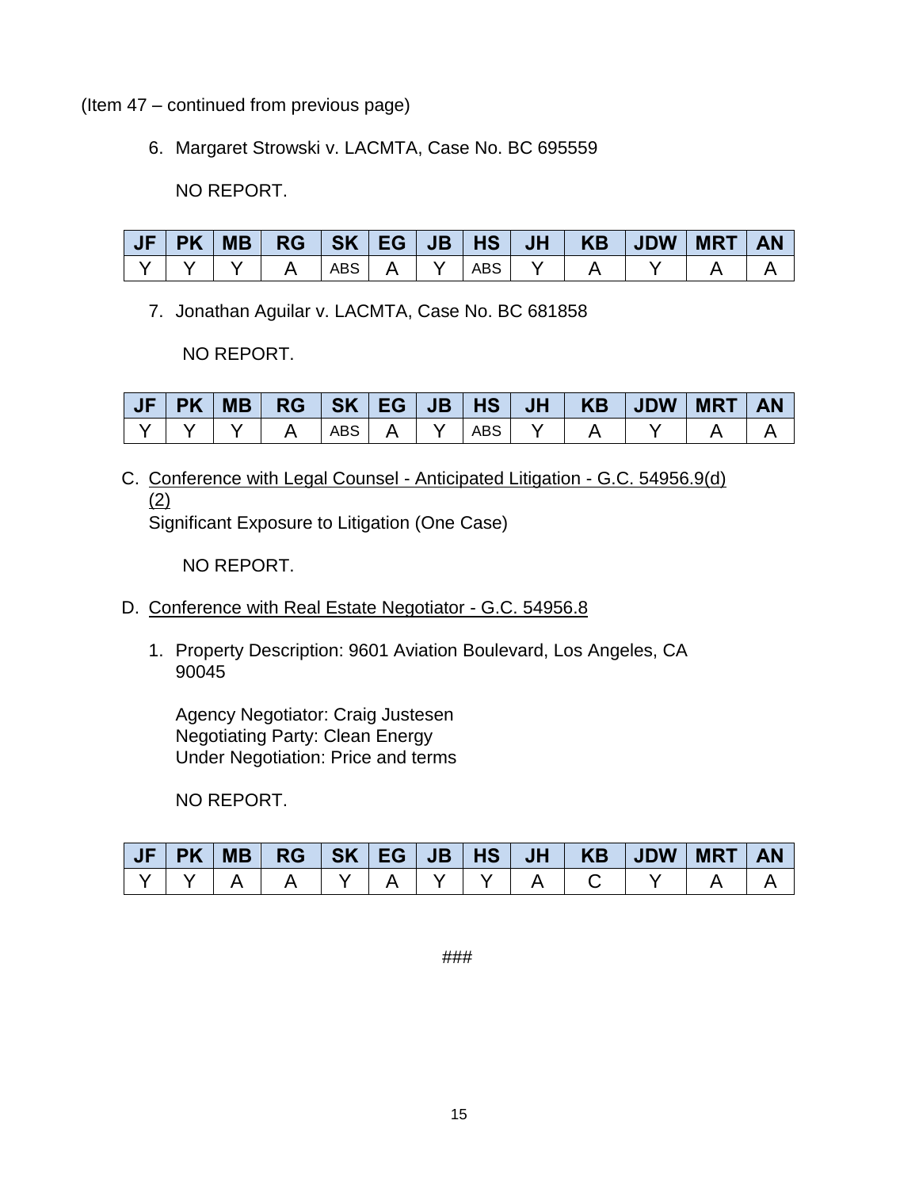(Item 47 – continued from previous page)

6. Margaret Strowski v. LACMTA, Case No. BC 695559

   NO REPORT.

| JF | PK | MB | RG | SK | EG | JB | HS | JH | KB | JDW | MRT | AN |
|---|---|---|---|---|---|---|---|---|---|---|---|---|
| Y | Y | Y | A | ABS | A | Y | ABS | Y | A | Y | A | A |

7. Jonathan Aguilar v. LACMTA, Case No. BC 681858

   NO REPORT.

| JF | PK | MB | RG | SK | EG | JB | HS | JH | KB | JDW | MRT | AN |
|---|---|---|---|---|---|---|---|---|---|---|---|---|
| Y | Y | Y | A | ABS | A | Y | ABS | Y | A | Y | A | A |

C. <u>Conference with Legal Counsel - Anticipated Litigation - G.C. 54956.9(d)(2)</u>
   Significant Exposure to Litigation (One Case)

   NO REPORT.

D. <u>Conference with Real Estate Negotiator - G.C. 54956.8</u>

1. Property Description: 9601 Aviation Boulevard, Los Angeles, CA 90045

   Agency Negotiator: Craig Justesen
   Negotiating Party: Clean Energy
   Under Negotiation: Price and terms

   NO REPORT.

| JF | PK | MB | RG | SK | EG | JB | HS | JH | KB | JDW | MRT | AN |
|---|---|---|---|---|---|---|---|---|---|---|---|---|
| Y | Y | A | A | Y | A | Y | Y | A | C | Y | A | A |

###